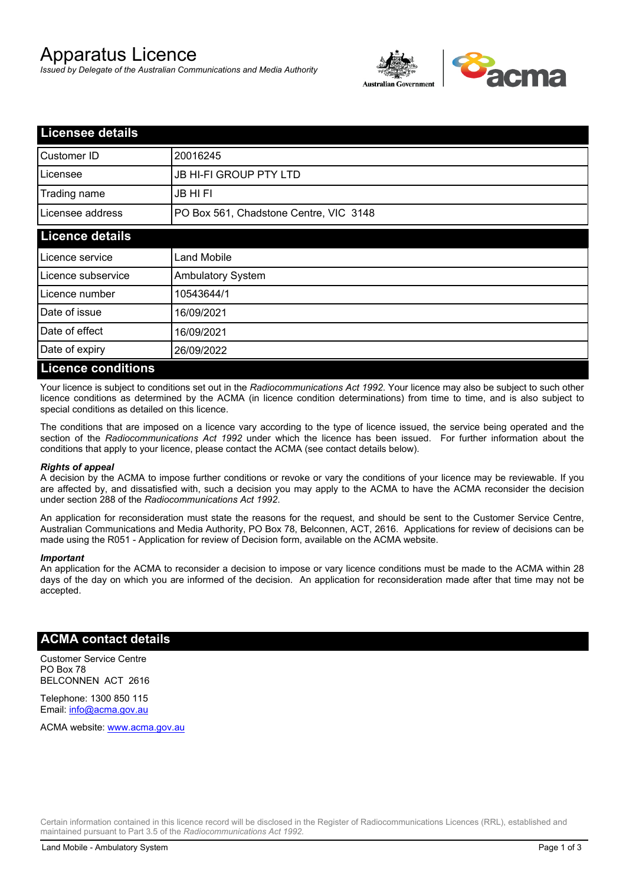# Apparatus Licence

*Issued by Delegate of the Australian Communications and Media Authority*

## Licensee details

| | |
|---|---|
| Customer ID | 20016245 |
| Licensee | JB HI-FI GROUP PTY LTD |
| Trading name | JB HI FI |
| Licensee address | PO Box 561, Chadstone Centre, VIC 3148 |

## Licence details

| | |
|---|---|
| Licence service | Land Mobile |
| Licence subservice | Ambulatory System |
| Licence number | 10543644/1 |
| Date of issue | 16/09/2021 |
| Date of effect | 16/09/2021 |
| Date of expiry | 26/09/2022 |

## Licence conditions

Your licence is subject to conditions set out in the *Radiocommunications Act 1992*. Your licence may also be subject to such other licence conditions as determined by the ACMA (in licence condition determinations) from time to time, and is also subject to special conditions as detailed on this licence.

The conditions that are imposed on a licence vary according to the type of licence issued, the service being operated and the section of the *Radiocommunications Act 1992* under which the licence has been issued. For further information about the conditions that apply to your licence, please contact the ACMA (see contact details below).

#### *Rights of appeal*

A decision by the ACMA to impose further conditions or revoke or vary the conditions of your licence may be reviewable. If you are affected by, and dissatisfied with, such a decision you may apply to the ACMA to have the ACMA reconsider the decision under section 288 of the *Radiocommunications Act 1992*.

An application for reconsideration must state the reasons for the request, and should be sent to the Customer Service Centre, Australian Communications and Media Authority, PO Box 78, Belconnen, ACT, 2616. Applications for review of decisions can be made using the R051 - Application for review of Decision form, available on the ACMA website.

#### *Important*

An application for the ACMA to reconsider a decision to impose or vary licence conditions must be made to the ACMA within 28 days of the day on which you are informed of the decision. An application for reconsideration made after that time may not be accepted.

## ACMA contact details

Customer Service Centre
PO Box 78
BELCONNEN ACT 2616

Telephone: 1300 850 115
Email: info@acma.gov.au

ACMA website: www.acma.gov.au

Certain information contained in this licence record will be disclosed in the Register of Radiocommunications Licences (RRL), established and maintained pursuant to Part 3.5 of the *Radiocommunications Act 1992.*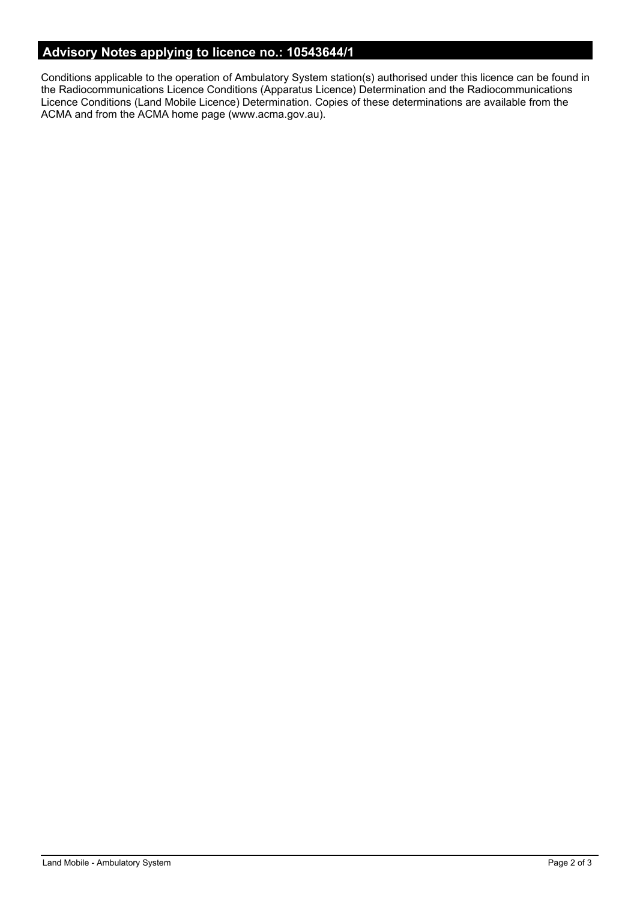## Advisory Notes applying to licence no.: 10543644/1

Conditions applicable to the operation of Ambulatory System station(s) authorised under this licence can be found in the Radiocommunications Licence Conditions (Apparatus Licence) Determination and the Radiocommunications Licence Conditions (Land Mobile Licence) Determination. Copies of these determinations are available from the ACMA and from the ACMA home page (www.acma.gov.au).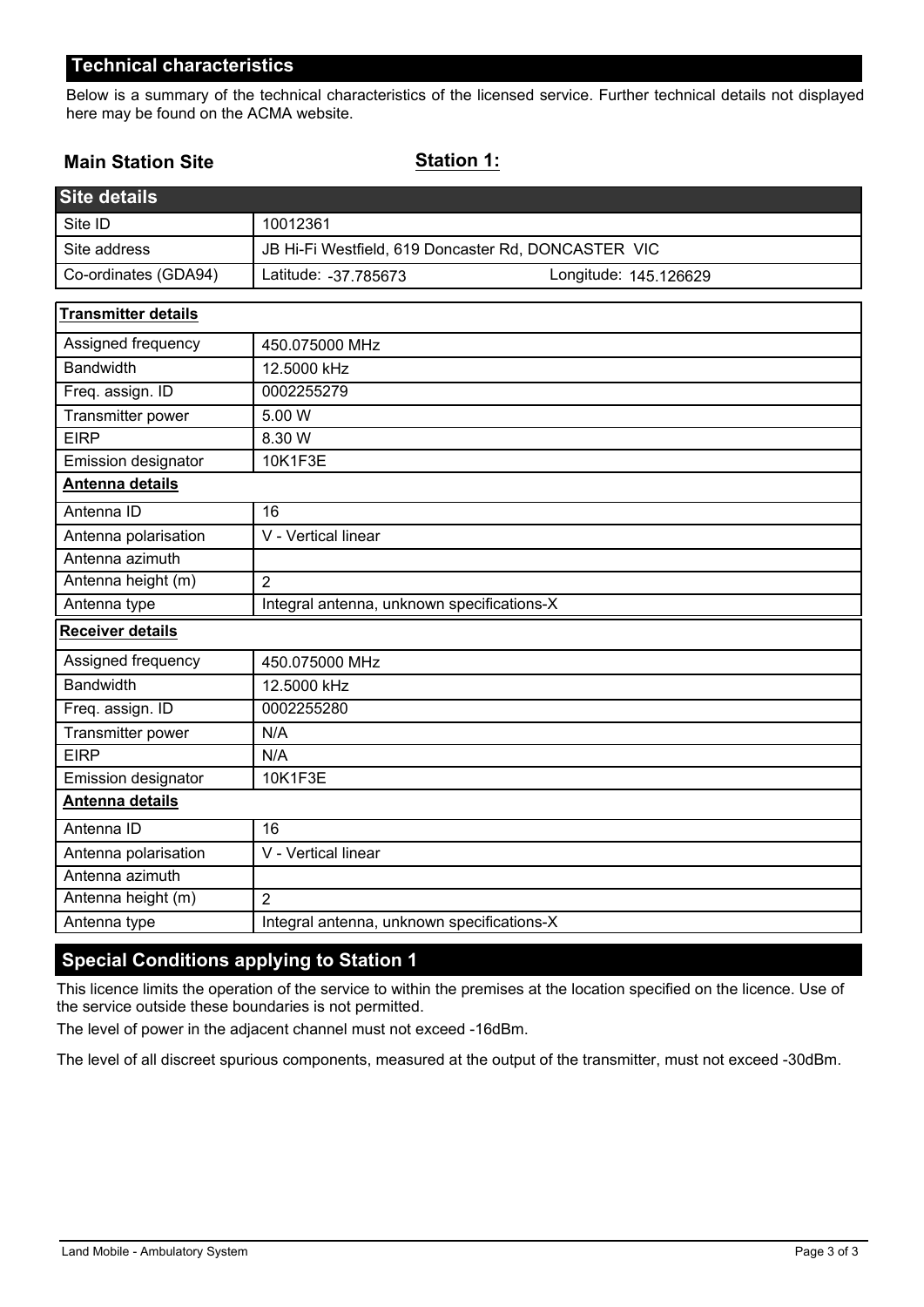## Technical characteristics

Below is a summary of the technical characteristics of the licensed service. Further technical details not displayed here may be found on the ACMA website.

**Main Station Site** **Station 1:**

| Site details | |
|---|---|
| Site ID | 10012361 |
| Site address | JB Hi-Fi Westfield, 619 Doncaster Rd, DONCASTER VIC |
| Co-ordinates (GDA94) | Latitude: -37.785673 Longitude: 145.126629 |

| Transmitter details | |
|---|---|
| Assigned frequency | 450.075000 MHz |
| Bandwidth | 12.5000 kHz |
| Freq. assign. ID | 0002255279 |
| Transmitter power | 5.00 W |
| EIRP | 8.30 W |
| Emission designator | 10K1F3E |
| **Antenna details** | |
| Antenna ID | 16 |
| Antenna polarisation | V - Vertical linear |
| Antenna azimuth | |
| Antenna height (m) | 2 |
| Antenna type | Integral antenna, unknown specifications-X |

| Receiver details | |
|---|---|
| Assigned frequency | 450.075000 MHz |
| Bandwidth | 12.5000 kHz |
| Freq. assign. ID | 0002255280 |
| Transmitter power | N/A |
| EIRP | N/A |
| Emission designator | 10K1F3E |
| **Antenna details** | |
| Antenna ID | 16 |
| Antenna polarisation | V - Vertical linear |
| Antenna azimuth | |
| Antenna height (m) | 2 |
| Antenna type | Integral antenna, unknown specifications-X |

## Special Conditions applying to Station 1

This licence limits the operation of the service to within the premises at the location specified on the licence. Use of the service outside these boundaries is not permitted.

The level of power in the adjacent channel must not exceed -16dBm.

The level of all discreet spurious components, measured at the output of the transmitter, must not exceed -30dBm.